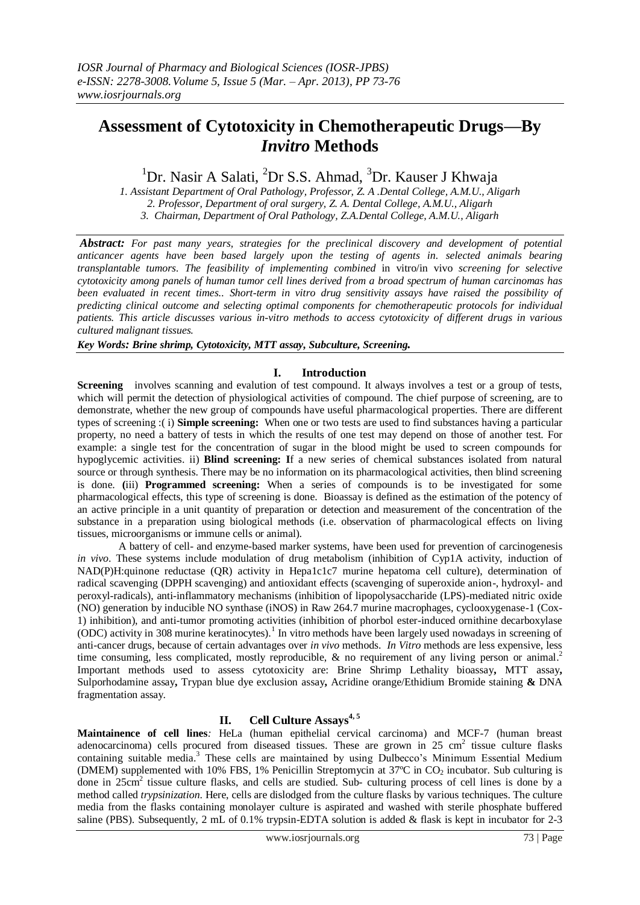# Assessment of Cytotoxicity in Chemotherapeutic Drugs—By *Invitro* Methods

[1]Dr. Nasir A Salati, [2]Dr S.S. Ahmad, [3]Dr. Kauser J Khwaja

*1. Assistant Department of Oral Pathology, Professor, Z. A .Dental College, A.M.U., Aligarh*
*2. Professor, Department of oral surgery, Z. A. Dental College, A.M.U., Aligarh*
*3. Chairman, Department of Oral Pathology, Z.A.Dental College, A.M.U., Aligarh*

***Abstract:*** *For past many years, strategies for the preclinical discovery and development of potential anticancer agents have been based largely upon the testing of agents in. selected animals bearing transplantable tumors. The feasibility of implementing combined* in vitro/in vivo *screening for selective cytotoxicity among panels of human tumor cell lines derived from a broad spectrum of human carcinomas has been evaluated in recent times.. Short-term in vitro drug sensitivity assays have raised the possibility of predicting clinical outcome and selecting optimal components for chemotherapeutic protocols for individual patients. This article discusses various in-vitro methods to access cytotoxicity of different drugs in various cultured malignant tissues.*

***Key Words: Brine shrimp, Cytotoxicity, MTT assay, Subculture, Screening.***

## I. Introduction

**Screening** involves scanning and evalution of test compound. It always involves a test or a group of tests, which will permit the detection of physiological activities of compound. The chief purpose of screening, are to demonstrate, whether the new group of compounds have useful pharmacological properties. There are different types of screening :( i) **Simple screening:** When one or two tests are used to find substances having a particular property, no need a battery of tests in which the results of one test may depend on those of another test. For example: a single test for the concentration of sugar in the blood might be used to screen compounds for hypoglycemic activities. ii) **Blind screening: I**f a new series of chemical substances isolated from natural source or through synthesis. There may be no information on its pharmacological activities, then blind screening is done. **(**iii) **Programmed screening:** When a series of compounds is to be investigated for some pharmacological effects, this type of screening is done. Bioassay is defined as the estimation of the potency of an active principle in a unit quantity of preparation or detection and measurement of the concentration of the substance in a preparation using biological methods (i.e. observation of pharmacological effects on living tissues, microorganisms or immune cells or animal).

A battery of cell- and enzyme-based marker systems, have been used for prevention of carcinogenesis *in vivo*. These systems include modulation of drug metabolism (inhibition of Cyp1A activity, induction of NAD(P)H:quinone reductase (QR) activity in Hepa1c1c7 murine hepatoma cell culture), determination of radical scavenging (DPPH scavenging) and antioxidant effects (scavenging of superoxide anion-, hydroxyl- and peroxyl-radicals), anti-inflammatory mechanisms (inhibition of lipopolysaccharide (LPS)-mediated nitric oxide (NO) generation by inducible NO synthase (iNOS) in Raw 264.7 murine macrophages, cyclooxygenase-1 (Cox-1) inhibition), and anti-tumor promoting activities (inhibition of phorbol ester-induced ornithine decarboxylase (ODC) activity in 308 murine keratinocytes).[1] In vitro methods have been largely used nowadays in screening of anti-cancer drugs, because of certain advantages over *in vivo* methods. *In Vitro* methods are less expensive, less time consuming, less complicated, mostly reproducible, & no requirement of any living person or animal.[2] Important methods used to assess cytotoxicity are: Brine Shrimp Lethality bioassay**,** MTT assay**,** Sulporhodamine assay**,** Trypan blue dye exclusion assay**,** Acridine orange/Ethidium Bromide staining **&** DNA fragmentation assay.

## II. Cell Culture Assays[4, 5]

**Maintainence of cell lines***:* HeLa (human epithelial cervical carcinoma) and MCF-7 (human breast adenocarcinoma) cells procured from diseased tissues. These are grown in 25 $cm^2$ tissue culture flasks containing suitable media.[3] These cells are maintained by using Dulbecco's Minimum Essential Medium (DMEM) supplemented with 10% FBS, 1% Penicillin Streptomycin at 37ºC in $CO_2$ incubator. Sub culturing is done in 25$cm^2$ tissue culture flasks, and cells are studied. Sub- culturing process of cell lines is done by a method called *trypsinization*. Here, cells are dislodged from the culture flasks by various techniques. The culture media from the flasks containing monolayer culture is aspirated and washed with sterile phosphate buffered saline (PBS). Subsequently, 2 mL of 0.1% trypsin-EDTA solution is added & flask is kept in incubator for 2-3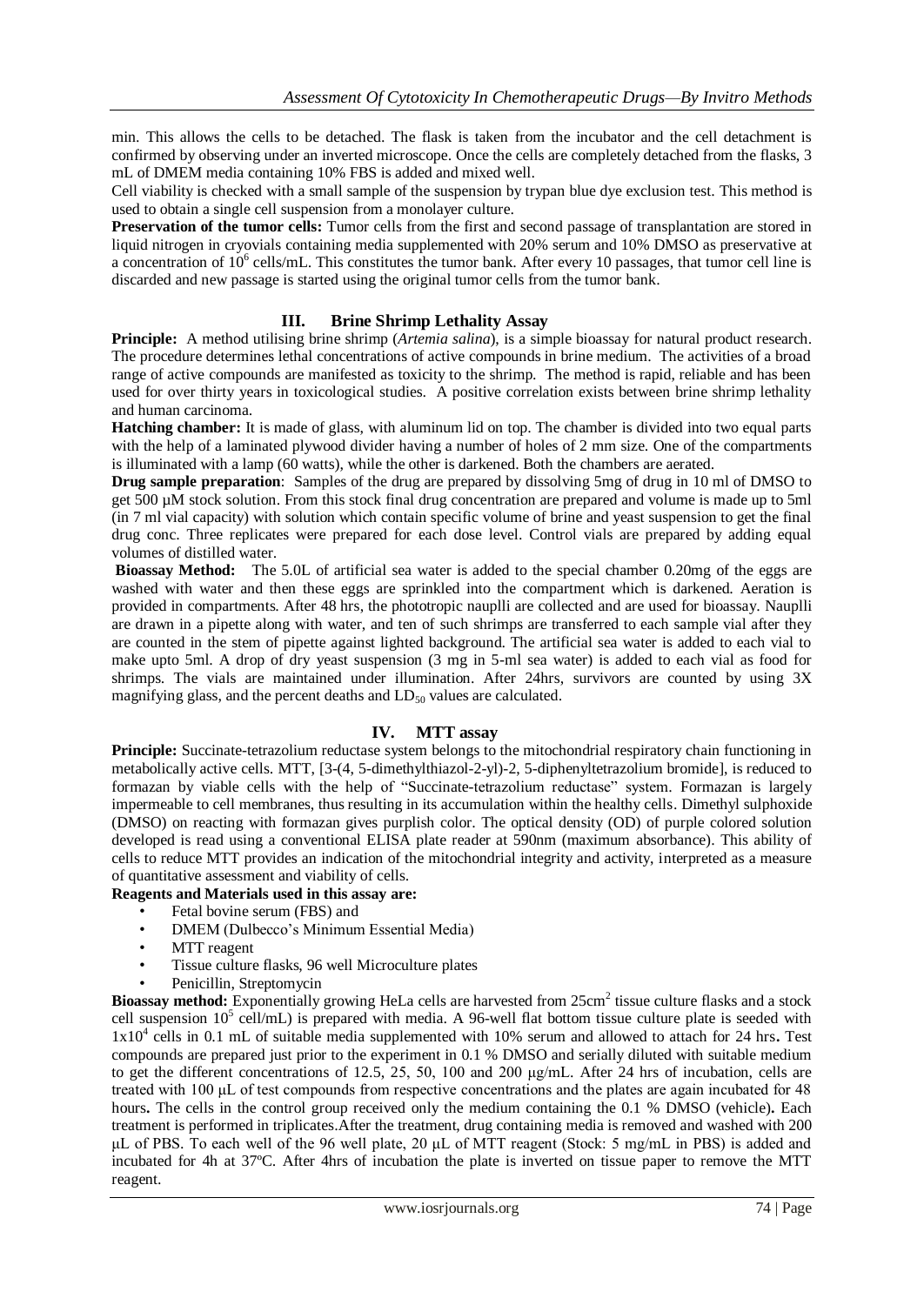min. This allows the cells to be detached. The flask is taken from the incubator and the cell detachment is confirmed by observing under an inverted microscope. Once the cells are completely detached from the flasks, 3 mL of DMEM media containing 10% FBS is added and mixed well.

Cell viability is checked with a small sample of the suspension by trypan blue dye exclusion test. This method is used to obtain a single cell suspension from a monolayer culture.

**Preservation of the tumor cells:** Tumor cells from the first and second passage of transplantation are stored in liquid nitrogen in cryovials containing media supplemented with 20% serum and 10% DMSO as preservative at a concentration of $10^6$ cells/mL. This constitutes the tumor bank. After every 10 passages, that tumor cell line is discarded and new passage is started using the original tumor cells from the tumor bank.

## III. Brine Shrimp Lethality Assay

**Principle:** A method utilising brine shrimp (*Artemia salina*), is a simple bioassay for natural product research. The procedure determines lethal concentrations of active compounds in brine medium. The activities of a broad range of active compounds are manifested as toxicity to the shrimp. The method is rapid, reliable and has been used for over thirty years in toxicological studies. A positive correlation exists between brine shrimp lethality and human carcinoma.

**Hatching chamber:** It is made of glass, with aluminum lid on top. The chamber is divided into two equal parts with the help of a laminated plywood divider having a number of holes of 2 mm size. One of the compartments is illuminated with a lamp (60 watts), while the other is darkened. Both the chambers are aerated.

**Drug sample preparation**: Samples of the drug are prepared by dissolving 5mg of drug in 10 ml of DMSO to get 500 µM stock solution. From this stock final drug concentration are prepared and volume is made up to 5ml (in 7 ml vial capacity) with solution which contain specific volume of brine and yeast suspension to get the final drug conc. Three replicates were prepared for each dose level. Control vials are prepared by adding equal volumes of distilled water.

**Bioassay Method:** The 5.0L of artificial sea water is added to the special chamber 0.20mg of the eggs are washed with water and then these eggs are sprinkled into the compartment which is darkened. Aeration is provided in compartments. After 48 hrs, the phototropic nauplli are collected and are used for bioassay. Nauplli are drawn in a pipette along with water, and ten of such shrimps are transferred to each sample vial after they are counted in the stem of pipette against lighted background. The artificial sea water is added to each vial to make upto 5ml. A drop of dry yeast suspension (3 mg in 5-ml sea water) is added to each vial as food for shrimps. The vials are maintained under illumination. After 24hrs, survivors are counted by using 3X magnifying glass, and the percent deaths and $LD_{50}$ values are calculated.

## IV. MTT assay

**Principle:** Succinate-tetrazolium reductase system belongs to the mitochondrial respiratory chain functioning in metabolically active cells. MTT, [3-(4, 5-dimethylthiazol-2-yl)-2, 5-diphenyltetrazolium bromide], is reduced to formazan by viable cells with the help of "Succinate-tetrazolium reductase" system. Formazan is largely impermeable to cell membranes, thus resulting in its accumulation within the healthy cells. Dimethyl sulphoxide (DMSO) on reacting with formazan gives purplish color. The optical density (OD) of purple colored solution developed is read using a conventional ELISA plate reader at 590nm (maximum absorbance). This ability of cells to reduce MTT provides an indication of the mitochondrial integrity and activity, interpreted as a measure of quantitative assessment and viability of cells.

**Reagents and Materials used in this assay are:**

- Fetal bovine serum (FBS) and
- DMEM (Dulbecco's Minimum Essential Media)
- MTT reagent
- Tissue culture flasks, 96 well Microculture plates
- Penicillin, Streptomycin

**Bioassay method:** Exponentially growing HeLa cells are harvested from 25cm$^2$ tissue culture flasks and a stock cell suspension $10^5$ cell/mL) is prepared with media. A 96-well flat bottom tissue culture plate is seeded with $1x10^4$ cells in 0.1 mL of suitable media supplemented with 10% serum and allowed to attach for 24 hrs**.** Test compounds are prepared just prior to the experiment in 0.1 % DMSO and serially diluted with suitable medium to get the different concentrations of 12.5, 25, 50, 100 and 200 µg/mL. After 24 hrs of incubation, cells are treated with 100 µL of test compounds from respective concentrations and the plates are again incubated for 48 hours**.** The cells in the control group received only the medium containing the 0.1 % DMSO (vehicle)**.** Each treatment is performed in triplicates.After the treatment, drug containing media is removed and washed with 200 µL of PBS. To each well of the 96 well plate, 20 µL of MTT reagent (Stock: 5 mg/mL in PBS) is added and incubated for 4h at 37ºC. After 4hrs of incubation the plate is inverted on tissue paper to remove the MTT reagent.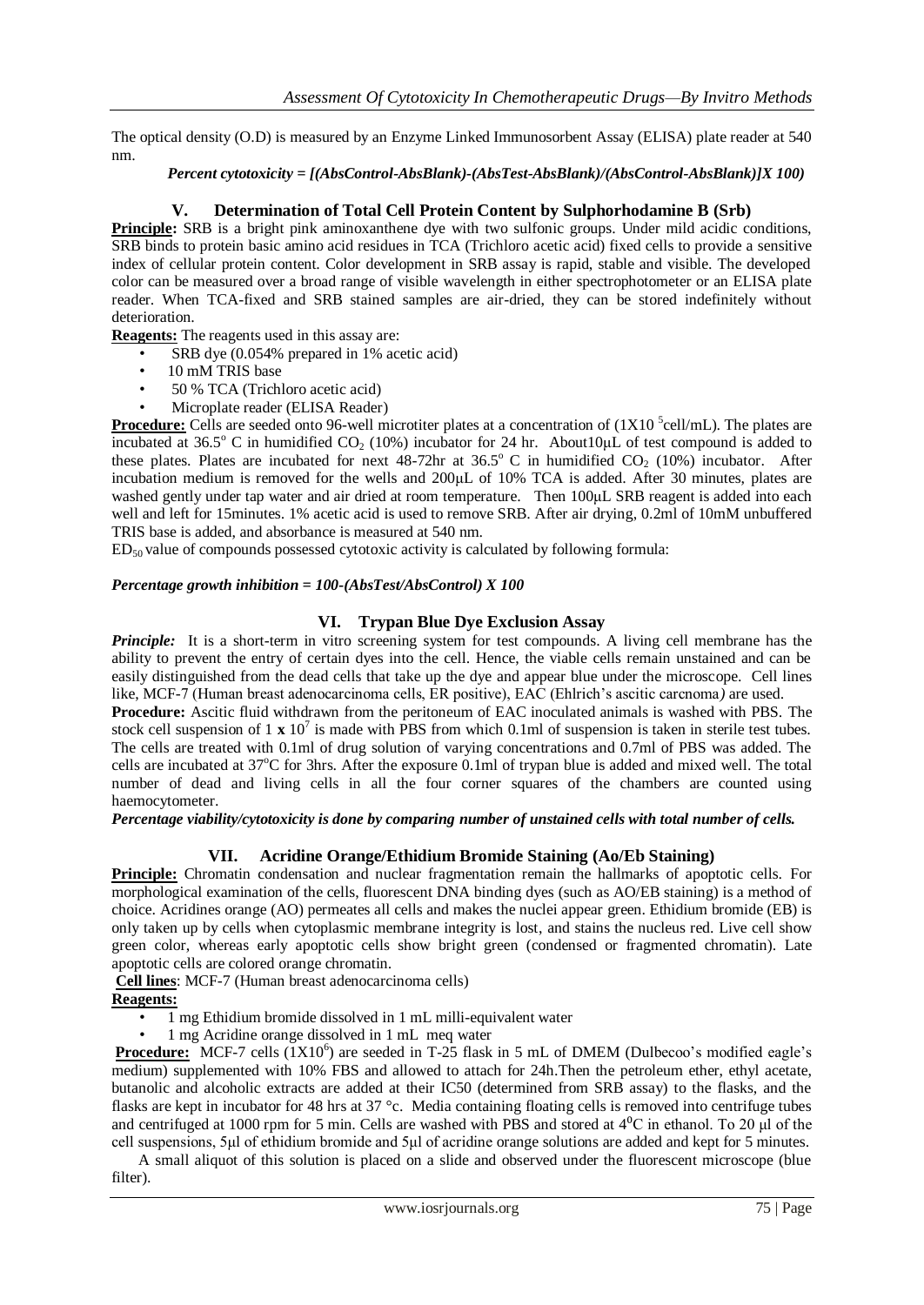The optical density (O.D) is measured by an Enzyme Linked Immunosorbent Assay (ELISA) plate reader at 540 nm.

***Percent cytotoxicity = [(AbsControl-AbsBlank)-(AbsTest-AbsBlank)/(AbsControl-AbsBlank)]X 100)***

## V. Determination of Total Cell Protein Content by Sulphorhodamine B (Srb)

**Principle:** SRB is a bright pink aminoxanthene dye with two sulfonic groups. Under mild acidic conditions, SRB binds to protein basic amino acid residues in TCA (Trichloro acetic acid) fixed cells to provide a sensitive index of cellular protein content. Color development in SRB assay is rapid, stable and visible. The developed color can be measured over a broad range of visible wavelength in either spectrophotometer or an ELISA plate reader. When TCA-fixed and SRB stained samples are air-dried, they can be stored indefinitely without deterioration.

**Reagents:** The reagents used in this assay are:

- SRB dye (0.054% prepared in 1% acetic acid)
- 10 mM TRIS base
- 50 % TCA (Trichloro acetic acid)
- Microplate reader (ELISA Reader)

**Procedure:** Cells are seeded onto 96-well microtiter plates at a concentration of ($1X10^5$cell/mL). The plates are incubated at 36.5° C in humidified $CO_2$ (10%) incubator for 24 hr. About10μL of test compound is added to these plates. Plates are incubated for next 48-72hr at 36.5° C in humidified $CO_2$ (10%) incubator. After incubation medium is removed for the wells and 200μL of 10% TCA is added. After 30 minutes, plates are washed gently under tap water and air dried at room temperature. Then 100μL SRB reagent is added into each well and left for 15minutes. 1% acetic acid is used to remove SRB. After air drying, 0.2ml of 10mM unbuffered TRIS base is added, and absorbance is measured at 540 nm.

$ED_{50}$ value of compounds possessed cytotoxic activity is calculated by following formula:

***Percentage growth inhibition = 100-(AbsTest/AbsControl) X 100***

## VI. Trypan Blue Dye Exclusion Assay

***Principle:*** It is a short-term in vitro screening system for test compounds. A living cell membrane has the ability to prevent the entry of certain dyes into the cell. Hence, the viable cells remain unstained and can be easily distinguished from the dead cells that take up the dye and appear blue under the microscope. Cell lines like, MCF-7 (Human breast adenocarcinoma cells, ER positive), EAC (Ehrlich's ascitic carcnoma*)* are used.

**Procedure:** Ascitic fluid withdrawn from the peritoneum of EAC inoculated animals is washed with PBS. The stock cell suspension of $1 \times 10^7$ is made with PBS from which 0.1ml of suspension is taken in sterile test tubes. The cells are treated with 0.1ml of drug solution of varying concentrations and 0.7ml of PBS was added. The cells are incubated at 37°C for 3hrs. After the exposure 0.1ml of trypan blue is added and mixed well. The total number of dead and living cells in all the four corner squares of the chambers are counted using haemocytometer.

***Percentage viability/cytotoxicity is done by comparing number of unstained cells with total number of cells.***

## VII. Acridine Orange/Ethidium Bromide Staining (Ao/Eb Staining)

**Principle:** Chromatin condensation and nuclear fragmentation remain the hallmarks of apoptotic cells. For morphological examination of the cells, fluorescent DNA binding dyes (such as AO/EB staining) is a method of choice. Acridines orange (AO) permeates all cells and makes the nuclei appear green. Ethidium bromide (EB) is only taken up by cells when cytoplasmic membrane integrity is lost, and stains the nucleus red. Live cell show green color, whereas early apoptotic cells show bright green (condensed or fragmented chromatin). Late apoptotic cells are colored orange chromatin.

**Cell lines**: MCF-7 (Human breast adenocarcinoma cells)

**Reagents:**

- 1 mg Ethidium bromide dissolved in 1 mL milli-equivalent water
- 1 mg Acridine orange dissolved in 1 mL meq water

**Procedure:** MCF-7 cells ($1X10^6$) are seeded in T-25 flask in 5 mL of DMEM (Dulbecoo's modified eagle's medium) supplemented with 10% FBS and allowed to attach for 24h.Then the petroleum ether, ethyl acetate, butanolic and alcoholic extracts are added at their IC50 (determined from SRB assay) to the flasks, and the flasks are kept in incubator for 48 hrs at 37 °c. Media containing floating cells is removed into centrifuge tubes and centrifuged at 1000 rpm for 5 min. Cells are washed with PBS and stored at 4°C in ethanol. To 20 μl of the cell suspensions, 5μl of ethidium bromide and 5μl of acridine orange solutions are added and kept for 5 minutes.

A small aliquot of this solution is placed on a slide and observed under the fluorescent microscope (blue filter).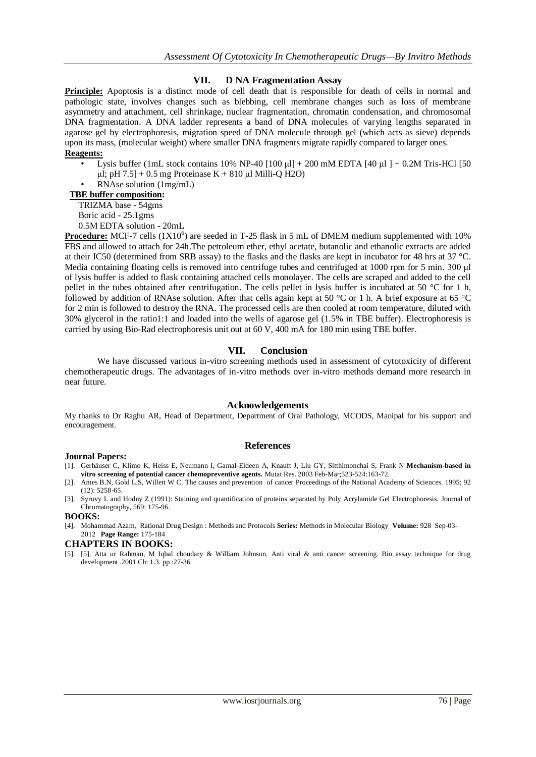## VII. D NA Fragmentation Assay

**Principle:** Apoptosis is a distinct mode of cell death that is responsible for death of cells in normal and pathologic state, involves changes such as blebbing, cell membrane changes such as loss of membrane asymmetry and attachment, cell shrinkage, nuclear fragmentation, chromatin condensation, and chromosomal DNA fragmentation. A DNA ladder represents a band of DNA molecules of varying lengths separated in agarose gel by electrophoresis, migration speed of DNA molecule through gel (which acts as sieve) depends upon its mass, (molecular weight) where smaller DNA fragments migrate rapidly compared to larger ones.

**Reagents:**

- Lysis buffer (1mL stock contains 10% NP-40 [100 μl] + 200 mM EDTA [40 μl ] + 0.2M Tris-HCl [50 μl; pH 7.5] + 0.5 mg Proteinase K + 810 μl Milli-Q H2O)
- RNAse solution (1mg/mL)

**TBE buffer composition:**

TRIZMA base - 54gms
Boric acid - 25.1gms
0.5M EDTA solution - 20mL

**Procedure:** MCF-7 cells ($1X10^6$) are seeded in T-25 flask in 5 mL of DMEM medium supplemented with 10% FBS and allowed to attach for 24h.The petroleum ether, ethyl acetate, butanolic and ethanolic extracts are added at their IC50 (determined from SRB assay) to the flasks and the flasks are kept in incubator for 48 hrs at 37 °C. Media containing floating cells is removed into centrifuge tubes and centrifuged at 1000 rpm for 5 min. 300 μl of lysis buffer is added to flask containing attached cells monolayer. The cells are scraped and added to the cell pellet in the tubes obtained after centrifugation. The cells pellet in lysis buffer is incubated at 50 °C for 1 h, followed by addition of RNAse solution. After that cells again kept at 50 °C or 1 h. A brief exposure at 65 °C for 2 min is followed to destroy the RNA. The processed cells are then cooled at room temperature, diluted with 30% glycerol in the ratio1:1 and loaded into the wells of agarose gel (1.5% in TBE buffer). Electrophoresis is carried by using Bio-Rad electrophoresis unit out at 60 V, 400 mA for 180 min using TBE buffer.

## VII. Conclusion

We have discussed various in-vitro screening methods used in assessment of cytotoxicity of different chemotherapeutic drugs. The advantages of in-vitro methods over in-vitro methods demand more research in near future.

## Acknowledgements

My thanks to Dr Raghu AR, Head of Department, Department of Oral Pathology, MCODS, Manipal for his support and encouragement.

## References

**Journal Papers:**

[1]. Gerhäuser C, Klimo K, Heiss E, Neumann I, Gamal-Eldeen A, Knauft J, Liu GY, Sitthimonchai S, Frank N **Mechanism-based in vitro screening of potential cancer chemopreventive agents.** Mutat Res. 2003 Feb-Mar;523-524:163-72.

[2]. Ames B.N, Gold L.S, Willett W C. The causes and prevention of cancer Proceedings of the National Academy of Sciences. 1995; 92 (12): 5258-65.

[3]. Syrovy L and Hodny Z (1991): Staining and quantification of proteins separated by Poly Acrylamide Gel Electrophoresis. Journal of Chromatography, 569: 175-96.

**BOOKS:**

[4]. Mohammad Azam, Rational Drug Design : Methods and Protocols **Series:** Methods in Molecular Biology **Volume:** 928 Sep-03-2012 **Page Range:** 175-184

**CHAPTERS IN BOOKS:**

[5]. [5]. Atta ur Rahman, M Iqbal choudary & William Johnson. Anti viral & anti cancer screening. Bio assay technique for drug development .2001.Ch: 1.3. pp :27-36